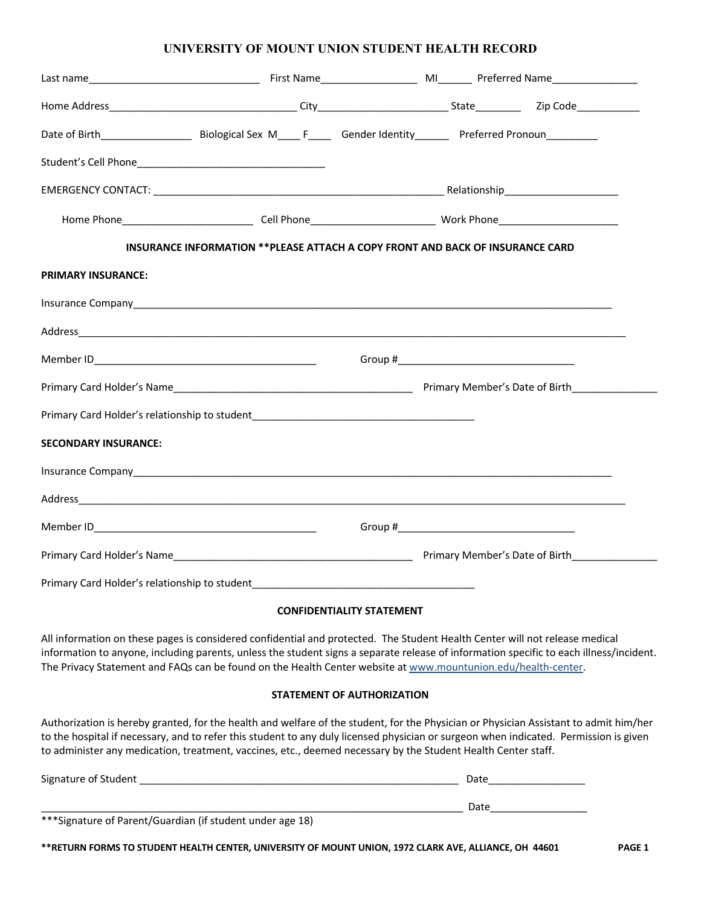# UNIVERSITY OF MOUNT UNION STUDENT HEALTH RECORD

Last name_____________________________ First Name_________________ MI______ Preferred Name_______________

Home Address_________________________________ City_______________________ State________ Zip Code___________

Date of Birth________________ Biological Sex M____ F____ Gender Identity______ Preferred Pronoun_________

Student's Cell Phone_________________________________

EMERGENCY CONTACT: ___________________________________________________ Relationship____________________

Home Phone_______________________ Cell Phone______________________ Work Phone_____________________

**INSURANCE INFORMATION **PLEASE ATTACH A COPY FRONT AND BACK OF INSURANCE CARD**

**PRIMARY INSURANCE:**

Insurance Company___________________________________________________________________________________

Address_____________________________________________________________________________________________

Member ID_______________________________________ Group #_______________________________

Primary Card Holder's Name__________________________________________ Primary Member's Date of Birth_______________

Primary Card Holder's relationship to student_______________________________________

**SECONDARY INSURANCE:**

Insurance Company___________________________________________________________________________________

Address_____________________________________________________________________________________________

Member ID_______________________________________ Group #_______________________________

Primary Card Holder's Name__________________________________________ Primary Member's Date of Birth_______________

Primary Card Holder's relationship to student_______________________________________

**CONFIDENTIALITY STATEMENT**

All information on these pages is considered confidential and protected. The Student Health Center will not release medical information to anyone, including parents, unless the student signs a separate release of information specific to each illness/incident. The Privacy Statement and FAQs can be found on the Health Center website at www.mountunion.edu/health-center.

**STATEMENT OF AUTHORIZATION**

Authorization is hereby granted, for the health and welfare of the student, for the Physician or Physician Assistant to admit him/her to the hospital if necessary, and to refer this student to any duly licensed physician or surgeon when indicated. Permission is given to administer any medication, treatment, vaccines, etc., deemed necessary by the Student Health Center staff.

Signature of Student _______________________________________________________ Date_________________

___________________________________________________________________________ Date_________________

***Signature of Parent/Guardian (if student under age 18)

****RETURN FORMS TO STUDENT HEALTH CENTER, UNIVERSITY OF MOUNT UNION, 1972 CLARK AVE, ALLIANCE, OH 44601**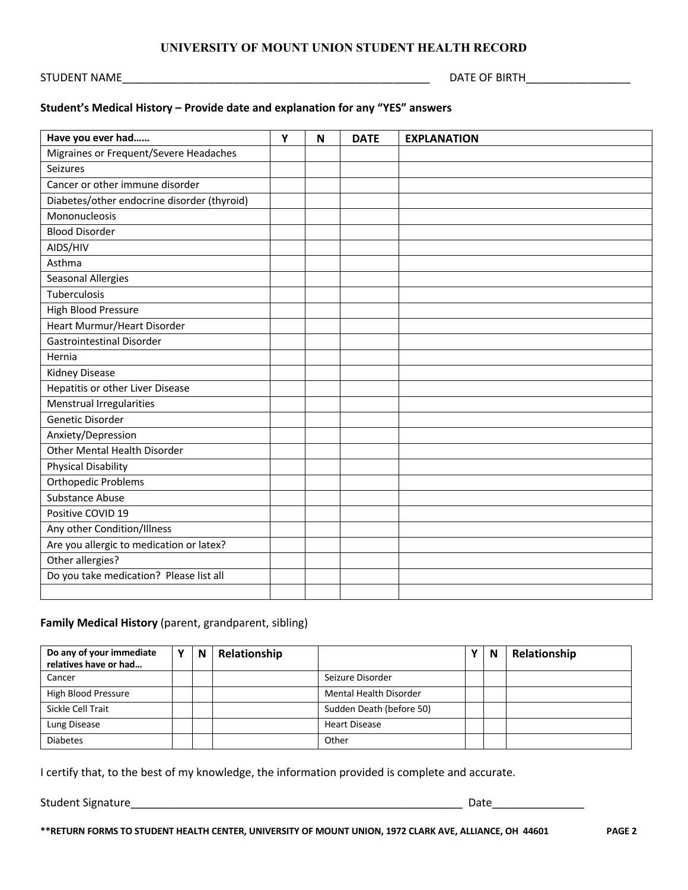# UNIVERSITY OF MOUNT UNION STUDENT HEALTH RECORD

STUDENT NAME___________________________________________________ DATE OF BIRTH_________________

**Student's Medical History – Provide date and explanation for any "YES" answers**

| Have you ever had…… | Y | N | DATE | EXPLANATION |
|---|---|---|---|---|
| Migraines or Frequent/Severe Headaches | | | | |
| Seizures | | | | |
| Cancer or other immune disorder | | | | |
| Diabetes/other endocrine disorder (thyroid) | | | | |
| Mononucleosis | | | | |
| Blood Disorder | | | | |
| AIDS/HIV | | | | |
| Asthma | | | | |
| Seasonal Allergies | | | | |
| Tuberculosis | | | | |
| High Blood Pressure | | | | |
| Heart Murmur/Heart Disorder | | | | |
| Gastrointestinal Disorder | | | | |
| Hernia | | | | |
| Kidney Disease | | | | |
| Hepatitis or other Liver Disease | | | | |
| Menstrual Irregularities | | | | |
| Genetic Disorder | | | | |
| Anxiety/Depression | | | | |
| Other Mental Health Disorder | | | | |
| Physical Disability | | | | |
| Orthopedic Problems | | | | |
| Substance Abuse | | | | |
| Positive COVID 19 | | | | |
| Any other Condition/Illness | | | | |
| Are you allergic to medication or latex? | | | | |
| Other allergies? | | | | |
| Do you take medication? Please list all | | | | |
| | | | | |

**Family Medical History** (parent, grandparent, sibling)

| Do any of your immediate relatives have or had… | Y | N | Relationship | | Y | N | Relationship |
|---|---|---|---|---|---|---|---|
| Cancer | | | | Seizure Disorder | | | |
| High Blood Pressure | | | | Mental Health Disorder | | | |
| Sickle Cell Trait | | | | Sudden Death (before 50) | | | |
| Lung Disease | | | | Heart Disease | | | |
| Diabetes | | | | Other | | | |

I certify that, to the best of my knowledge, the information provided is complete and accurate.

Student Signature_________________________________________________________ Date_______________

**\*\*RETURN FORMS TO STUDENT HEALTH CENTER, UNIVERSITY OF MOUNT UNION, 1972 CLARK AVE, ALLIANCE, OH 44601**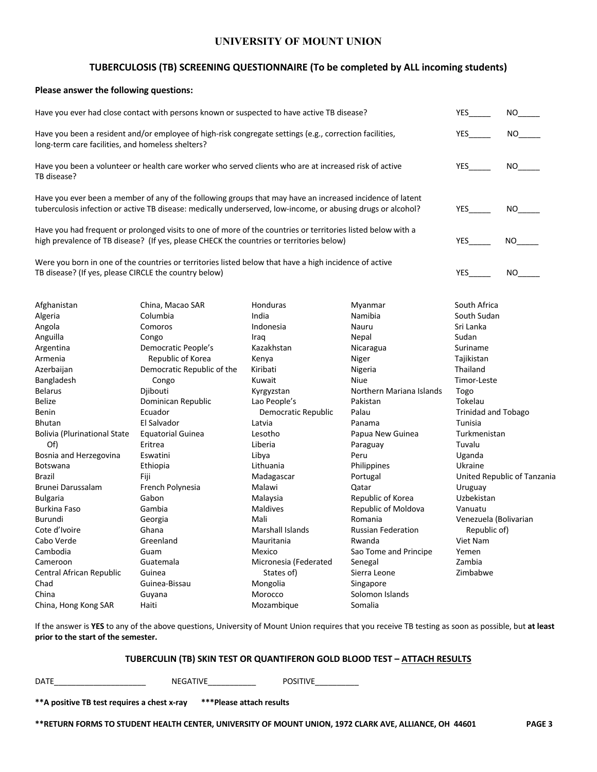# UNIVERSITY OF MOUNT UNION

## TUBERCULOSIS (TB) SCREENING QUESTIONNAIRE (To be completed by ALL incoming students)

**Please answer the following questions:**

| Question | | |
|---|---|---|
| Have you ever had close contact with persons known or suspected to have active TB disease? | YES_____ | NO_____ |
| Have you been a resident and/or employee of high-risk congregate settings (e.g., correction facilities, long-term care facilities, and homeless shelters? | YES_____ | NO_____ |
| Have you been a volunteer or health care worker who served clients who are at increased risk of active TB disease? | YES_____ | NO_____ |
| Have you ever been a member of any of the following groups that may have an increased incidence of latent tuberculosis infection or active TB disease: medically underserved, low-income, or abusing drugs or alcohol? | YES_____ | NO_____ |
| Have you had frequent or prolonged visits to one of more of the countries or territories listed below with a high prevalence of TB disease? (If yes, please CHECK the countries or territories below) | YES_____ | NO_____ |
| Were you born in one of the countries or territories listed below that have a high incidence of active TB disease? (If yes, please CIRCLE the country below) | YES_____ | NO_____ |

Afghanistan
Algeria
Angola
Anguilla
Argentina
Armenia
Azerbaijan
Bangladesh
Belarus
Belize
Benin
Bhutan
Bolivia (Plurinational State Of)
Bosnia and Herzegovina
Botswana
Brazil
Brunei Darussalam
Bulgaria
Burkina Faso
Burundi
Cote d'Ivoire
Cabo Verde
Cambodia
Cameroon
Central African Republic
Chad
China
China, Hong Kong SAR
China, Macao SAR
Columbia
Comoros
Congo
Democratic People's Republic of Korea
Democratic Republic of the Congo
Djibouti
Dominican Republic
Ecuador
El Salvador
Equatorial Guinea
Eritrea
Eswatini
Ethiopia
Fiji
French Polynesia
Gabon
Gambia
Georgia
Ghana
Greenland
Guam
Guatemala
Guinea
Guinea-Bissau
Guyana
Haiti
Honduras
India
Indonesia
Iraq
Kazakhstan
Kenya
Kiribati
Kuwait
Kyrgyzstan
Lao People's Democratic Republic
Latvia
Lesotho
Liberia
Libya
Lithuania
Madagascar
Malawi
Malaysia
Maldives
Mali
Marshall Islands
Mauritania
Mexico
Micronesia (Federated States of)
Mongolia
Morocco
Mozambique
Myanmar
Namibia
Nauru
Nepal
Nicaragua
Niger
Nigeria
Niue
Northern Mariana Islands
Pakistan
Palau
Panama
Papua New Guinea
Paraguay
Peru
Philippines
Portugal
Qatar
Republic of Korea
Republic of Moldova
Romania
Russian Federation
Rwanda
Sao Tome and Principe
Senegal
Sierra Leone
Singapore
Solomon Islands
Somalia
South Africa
South Sudan
Sri Lanka
Sudan
Suriname
Tajikistan
Thailand
Timor-Leste
Togo
Tokelau
Trinidad and Tobago
Tunisia
Turkmenistan
Tuvalu
Uganda
Ukraine
United Republic of Tanzania
Uruguay
Uzbekistan
Vanuatu
Venezuela (Bolivarian Republic of)
Viet Nam
Yemen
Zambia
Zimbabwe

If the answer is **YES** to any of the above questions, University of Mount Union requires that you receive TB testing as soon as possible, but **at least prior to the start of the semester.**

### TUBERCULIN (TB) SKIN TEST OR QUANTIFERON GOLD BLOOD TEST – ATTACH RESULTS

DATE_____________________ NEGATIVE___________ POSITIVE__________

**\*\*A positive TB test requires a chest x-ray \*\*\*Please attach results**

**\*\*RETURN FORMS TO STUDENT HEALTH CENTER, UNIVERSITY OF MOUNT UNION, 1972 CLARK AVE, ALLIANCE, OH 44601**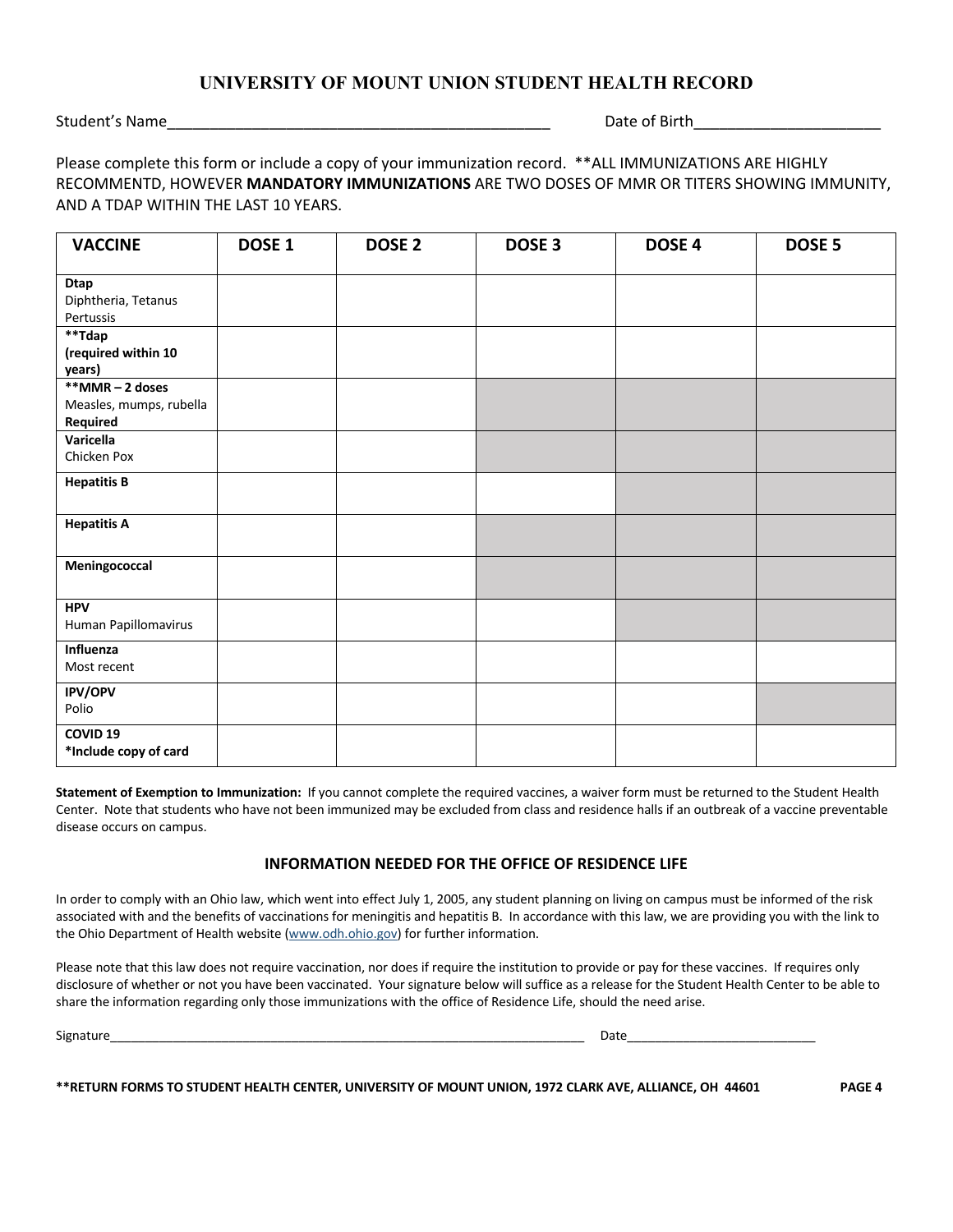# UNIVERSITY OF MOUNT UNION STUDENT HEALTH RECORD

Student's Name_______________________________________________ Date of Birth______________________

Please complete this form or include a copy of your immunization record. **ALL IMMUNIZATIONS ARE HIGHLY RECOMMENTD, HOWEVER **MANDATORY IMMUNIZATIONS** ARE TWO DOSES OF MMR OR TITERS SHOWING IMMUNITY, AND A TDAP WITHIN THE LAST 10 YEARS.

| VACCINE | DOSE 1 | DOSE 2 | DOSE 3 | DOSE 4 | DOSE 5 |
|---|---|---|---|---|---|
| **Dtap** Diphtheria, Tetanus Pertussis | | | | | |
| **\*\*Tdap (required within 10 years)** | | | | | |
| **\*\*MMR – 2 doses** Measles, mumps, rubella **Required** | | | | | |
| **Varicella** Chicken Pox | | | | | |
| **Hepatitis B** | | | | | |
| **Hepatitis A** | | | | | |
| **Meningococcal** | | | | | |
| **HPV** Human Papillomavirus | | | | | |
| **Influenza** Most recent | | | | | |
| **IPV/OPV** Polio | | | | | |
| **COVID 19** **\*Include copy of card** | | | | | |

**Statement of Exemption to Immunization:** If you cannot complete the required vaccines, a waiver form must be returned to the Student Health Center. Note that students who have not been immunized may be excluded from class and residence halls if an outbreak of a vaccine preventable disease occurs on campus.

### INFORMATION NEEDED FOR THE OFFICE OF RESIDENCE LIFE

In order to comply with an Ohio law, which went into effect July 1, 2005, any student planning on living on campus must be informed of the risk associated with and the benefits of vaccinations for meningitis and hepatitis B. In accordance with this law, we are providing you with the link to the Ohio Department of Health website (www.odh.ohio.gov) for further information.

Please note that this law does not require vaccination, nor does if require the institution to provide or pay for these vaccines. If requires only disclosure of whether or not you have been vaccinated. Your signature below will suffice as a release for the Student Health Center to be able to share the information regarding only those immunizations with the office of Residence Life, should the need arise.

Signature______________________________________________________________________ Date___________________________

**\*\*RETURN FORMS TO STUDENT HEALTH CENTER, UNIVERSITY OF MOUNT UNION, 1972 CLARK AVE, ALLIANCE, OH 44601**